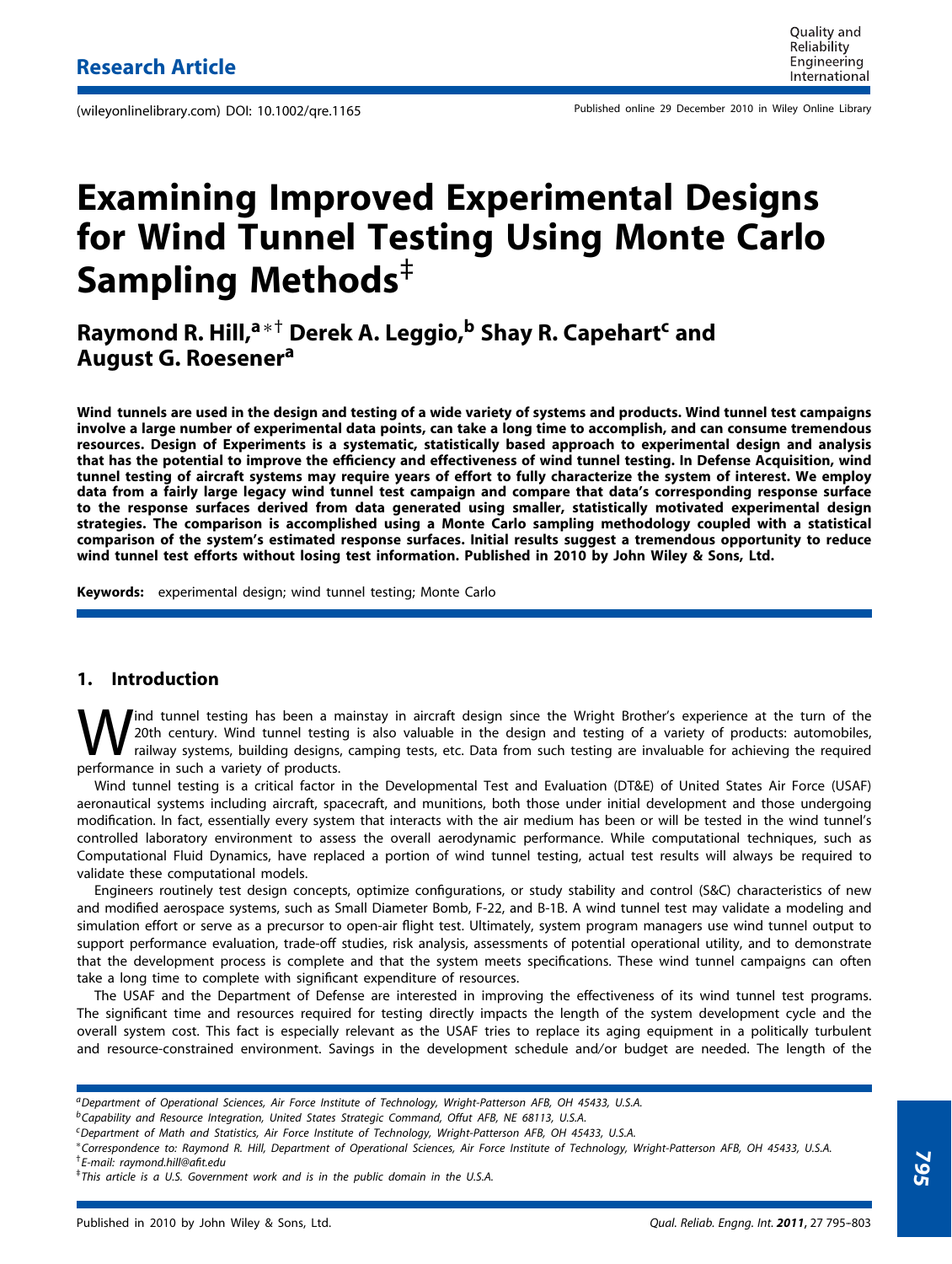Research Article

# Examining Improved Experimental Designs for Wind Tunnel Testing Using Monte Carlo Sampling Methods[‡]

**Raymond R. Hill,[a*†] Derek A. Leggio,[b] Shay R. Capehart[c] and August G. Roesener[a]**

**Wind tunnels are used in the design and testing of a wide variety of systems and products. Wind tunnel test campaigns involve a large number of experimental data points, can take a long time to accomplish, and can consume tremendous resources. Design of Experiments is a systematic, statistically based approach to experimental design and analysis that has the potential to improve the efficiency and effectiveness of wind tunnel testing. In Defense Acquisition, wind tunnel testing of aircraft systems may require years of effort to fully characterize the system of interest. We employ data from a fairly large legacy wind tunnel test campaign and compare that data's corresponding response surface to the response surfaces derived from data generated using smaller, statistically motivated experimental design strategies. The comparison is accomplished using a Monte Carlo sampling methodology coupled with a statistical comparison of the system's estimated response surfaces. Initial results suggest a tremendous opportunity to reduce wind tunnel test efforts without losing test information. Published in 2010 by John Wiley & Sons, Ltd.**

**Keywords:** experimental design; wind tunnel testing; Monte Carlo

## 1. Introduction

Wind tunnel testing has been a mainstay in aircraft design since the Wright Brother's experience at the turn of the 20th century. Wind tunnel testing is also valuable in the design and testing of a variety of products: automobiles, railway systems, building designs, camping tests, etc. Data from such testing are invaluable for achieving the required performance in such a variety of products.

Wind tunnel testing is a critical factor in the Developmental Test and Evaluation (DT&E) of United States Air Force (USAF) aeronautical systems including aircraft, spacecraft, and munitions, both those under initial development and those undergoing modification. In fact, essentially every system that interacts with the air medium has been or will be tested in the wind tunnel's controlled laboratory environment to assess the overall aerodynamic performance. While computational techniques, such as Computational Fluid Dynamics, have replaced a portion of wind tunnel testing, actual test results will always be required to validate these computational models.

Engineers routinely test design concepts, optimize configurations, or study stability and control (S&C) characteristics of new and modified aerospace systems, such as Small Diameter Bomb, F-22, and B-1B. A wind tunnel test may validate a modeling and simulation effort or serve as a precursor to open-air flight test. Ultimately, system program managers use wind tunnel output to support performance evaluation, trade-off studies, risk analysis, assessments of potential operational utility, and to demonstrate that the development process is complete and that the system meets specifications. These wind tunnel campaigns can often take a long time to complete with significant expenditure of resources.

The USAF and the Department of Defense are interested in improving the effectiveness of its wind tunnel test programs. The significant time and resources required for testing directly impacts the length of the system development cycle and the overall system cost. This fact is especially relevant as the USAF tries to replace its aging equipment in a politically turbulent and resource-constrained environment. Savings in the development schedule and/or budget are needed. The length of the

[a]*Department of Operational Sciences, Air Force Institute of Technology, Wright-Patterson AFB, OH 45433, U.S.A.*
[b]*Capability and Resource Integration, United States Strategic Command, Offut AFB, NE 68113, U.S.A.*
[c]*Department of Math and Statistics, Air Force Institute of Technology, Wright-Patterson AFB, OH 45433, U.S.A.*
[*]*Correspondence to: Raymond R. Hill, Department of Operational Sciences, Air Force Institute of Technology, Wright-Patterson AFB, OH 45433, U.S.A.*
[†]*E-mail: raymond.hill@afit.edu*
[‡]*This article is a U.S. Government work and is in the public domain in the U.S.A.*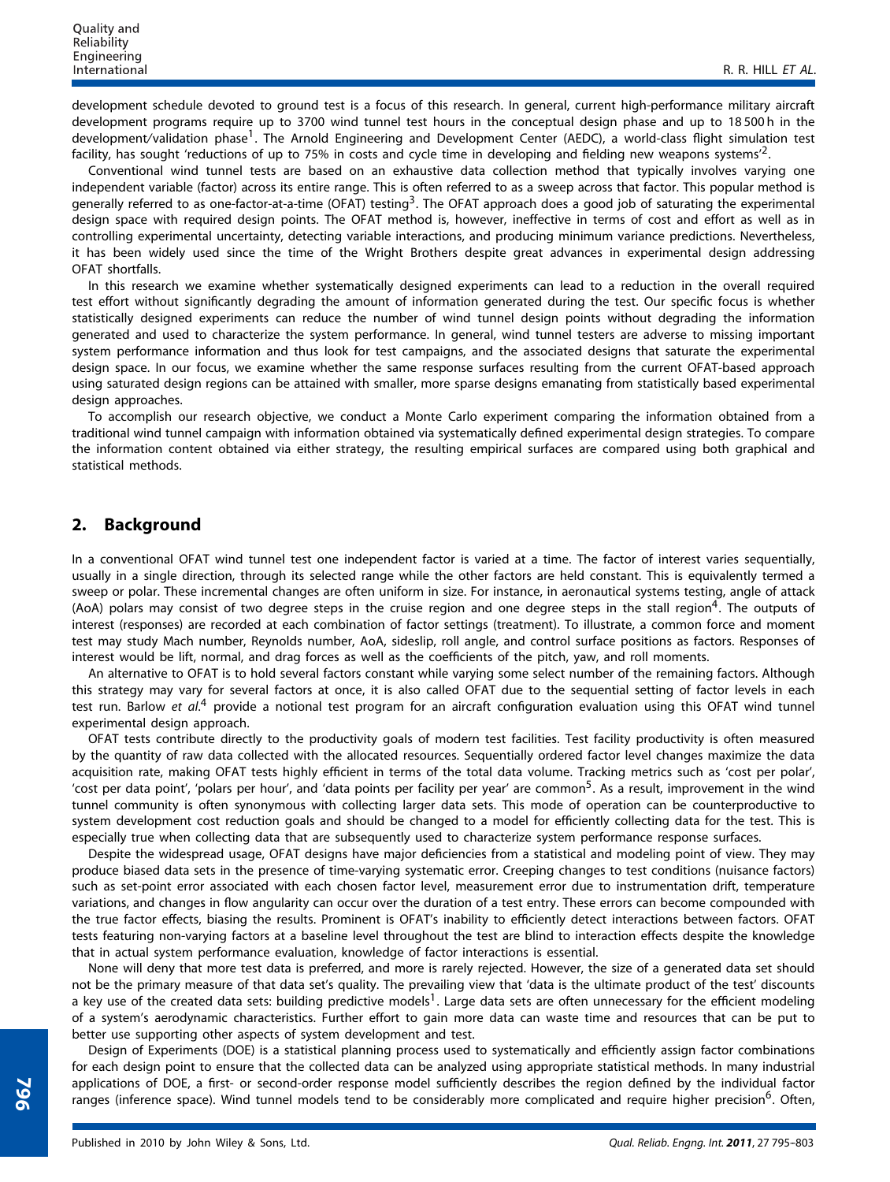development schedule devoted to ground test is a focus of this research. In general, current high-performance military aircraft development programs require up to 3700 wind tunnel test hours in the conceptual design phase and up to 18 500 h in the development/validation phase[1]. The Arnold Engineering and Development Center (AEDC), a world-class flight simulation test facility, has sought 'reductions of up to 75% in costs and cycle time in developing and fielding new weapons systems'[2].

Conventional wind tunnel tests are based on an exhaustive data collection method that typically involves varying one independent variable (factor) across its entire range. This is often referred to as a sweep across that factor. This popular method is generally referred to as one-factor-at-a-time (OFAT) testing[3]. The OFAT approach does a good job of saturating the experimental design space with required design points. The OFAT method is, however, ineffective in terms of cost and effort as well as in controlling experimental uncertainty, detecting variable interactions, and producing minimum variance predictions. Nevertheless, it has been widely used since the time of the Wright Brothers despite great advances in experimental design addressing OFAT shortfalls.

In this research we examine whether systematically designed experiments can lead to a reduction in the overall required test effort without significantly degrading the amount of information generated during the test. Our specific focus is whether statistically designed experiments can reduce the number of wind tunnel design points without degrading the information generated and used to characterize the system performance. In general, wind tunnel testers are adverse to missing important system performance information and thus look for test campaigns, and the associated designs that saturate the experimental design space. In our focus, we examine whether the same response surfaces resulting from the current OFAT-based approach using saturated design regions can be attained with smaller, more sparse designs emanating from statistically based experimental design approaches.

To accomplish our research objective, we conduct a Monte Carlo experiment comparing the information obtained from a traditional wind tunnel campaign with information obtained via systematically defined experimental design strategies. To compare the information content obtained via either strategy, the resulting empirical surfaces are compared using both graphical and statistical methods.

## 2. Background

In a conventional OFAT wind tunnel test one independent factor is varied at a time. The factor of interest varies sequentially, usually in a single direction, through its selected range while the other factors are held constant. This is equivalently termed a sweep or polar. These incremental changes are often uniform in size. For instance, in aeronautical systems testing, angle of attack (AoA) polars may consist of two degree steps in the cruise region and one degree steps in the stall region[4]. The outputs of interest (responses) are recorded at each combination of factor settings (treatment). To illustrate, a common force and moment test may study Mach number, Reynolds number, AoA, sideslip, roll angle, and control surface positions as factors. Responses of interest would be lift, normal, and drag forces as well as the coefficients of the pitch, yaw, and roll moments.

An alternative to OFAT is to hold several factors constant while varying some select number of the remaining factors. Although this strategy may vary for several factors at once, it is also called OFAT due to the sequential setting of factor levels in each test run. Barlow *et al.*[4] provide a notional test program for an aircraft configuration evaluation using this OFAT wind tunnel experimental design approach.

OFAT tests contribute directly to the productivity goals of modern test facilities. Test facility productivity is often measured by the quantity of raw data collected with the allocated resources. Sequentially ordered factor level changes maximize the data acquisition rate, making OFAT tests highly efficient in terms of the total data volume. Tracking metrics such as 'cost per polar', 'cost per data point', 'polars per hour', and 'data points per facility per year' are common[5]. As a result, improvement in the wind tunnel community is often synonymous with collecting larger data sets. This mode of operation can be counterproductive to system development cost reduction goals and should be changed to a model for efficiently collecting data for the test. This is especially true when collecting data that are subsequently used to characterize system performance response surfaces.

Despite the widespread usage, OFAT designs have major deficiencies from a statistical and modeling point of view. They may produce biased data sets in the presence of time-varying systematic error. Creeping changes to test conditions (nuisance factors) such as set-point error associated with each chosen factor level, measurement error due to instrumentation drift, temperature variations, and changes in flow angularity can occur over the duration of a test entry. These errors can become compounded with the true factor effects, biasing the results. Prominent is OFAT's inability to efficiently detect interactions between factors. OFAT tests featuring non-varying factors at a baseline level throughout the test are blind to interaction effects despite the knowledge that in actual system performance evaluation, knowledge of factor interactions is essential.

None will deny that more test data is preferred, and more is rarely rejected. However, the size of a generated data set should not be the primary measure of that data set's quality. The prevailing view that 'data is the ultimate product of the test' discounts a key use of the created data sets: building predictive models[1]. Large data sets are often unnecessary for the efficient modeling of a system's aerodynamic characteristics. Further effort to gain more data can waste time and resources that can be put to better use supporting other aspects of system development and test.

Design of Experiments (DOE) is a statistical planning process used to systematically and efficiently assign factor combinations for each design point to ensure that the collected data can be analyzed using appropriate statistical methods. In many industrial applications of DOE, a first- or second-order response model sufficiently describes the region defined by the individual factor ranges (inference space). Wind tunnel models tend to be considerably more complicated and require higher precision[6]. Often,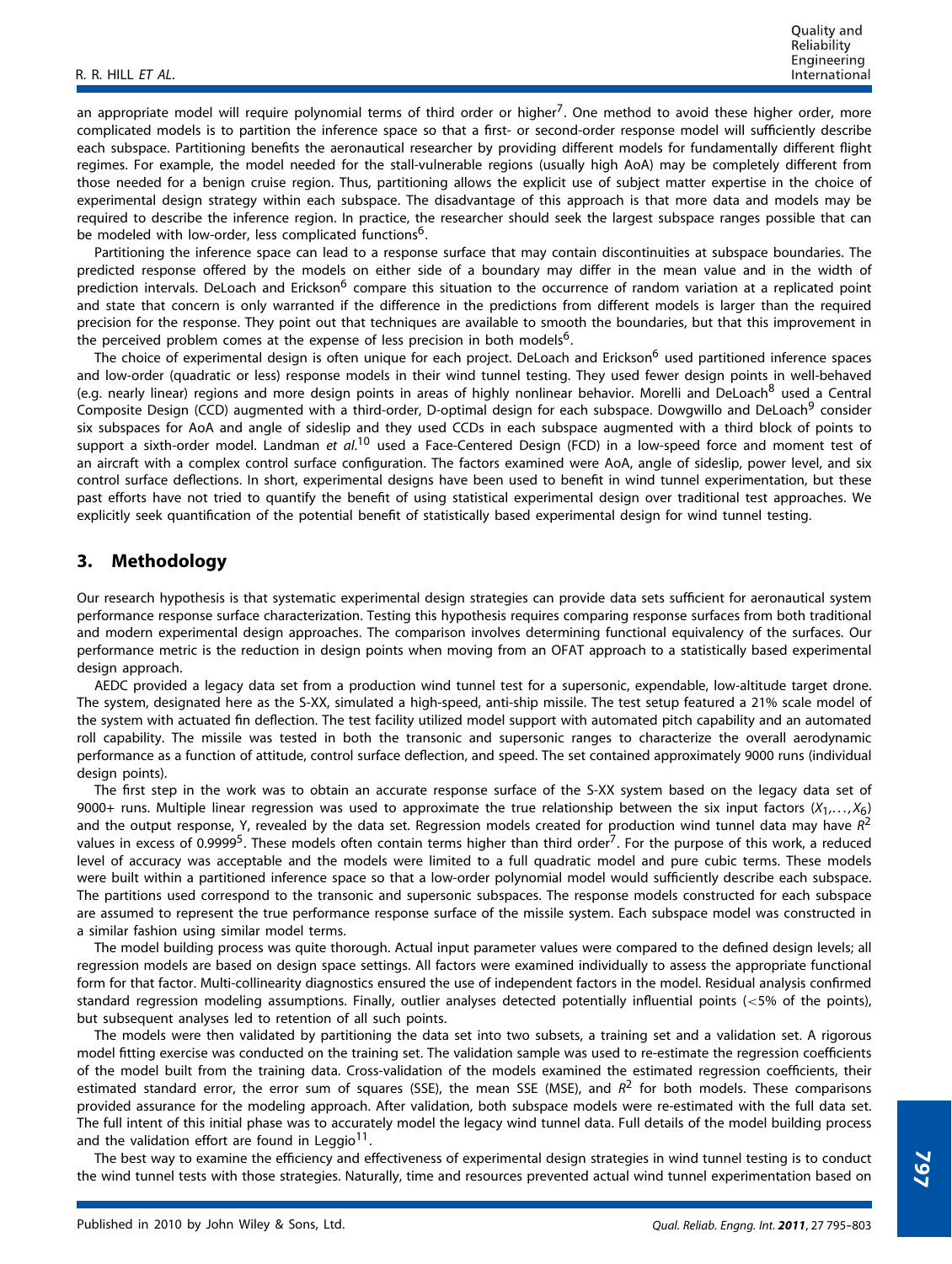an appropriate model will require polynomial terms of third order or higher[7]. One method to avoid these higher order, more complicated models is to partition the inference space so that a first- or second-order response model will sufficiently describe each subspace. Partitioning benefits the aeronautical researcher by providing different models for fundamentally different flight regimes. For example, the model needed for the stall-vulnerable regions (usually high AoA) may be completely different from those needed for a benign cruise region. Thus, partitioning allows the explicit use of subject matter expertise in the choice of experimental design strategy within each subspace. The disadvantage of this approach is that more data and models may be required to describe the inference region. In practice, the researcher should seek the largest subspace ranges possible that can be modeled with low-order, less complicated functions[6].

Partitioning the inference space can lead to a response surface that may contain discontinuities at subspace boundaries. The predicted response offered by the models on either side of a boundary may differ in the mean value and in the width of prediction intervals. DeLoach and Erickson[6] compare this situation to the occurrence of random variation at a replicated point and state that concern is only warranted if the difference in the predictions from different models is larger than the required precision for the response. They point out that techniques are available to smooth the boundaries, but that this improvement in the perceived problem comes at the expense of less precision in both models[6].

The choice of experimental design is often unique for each project. DeLoach and Erickson[6] used partitioned inference spaces and low-order (quadratic or less) response models in their wind tunnel testing. They used fewer design points in well-behaved (e.g. nearly linear) regions and more design points in areas of highly nonlinear behavior. Morelli and DeLoach[8] used a Central Composite Design (CCD) augmented with a third-order, D-optimal design for each subspace. Dowgwillo and DeLoach[9] consider six subspaces for AoA and angle of sideslip and they used CCDs in each subspace augmented with a third block of points to support a sixth-order model. Landman *et al*.[10] used a Face-Centered Design (FCD) in a low-speed force and moment test of an aircraft with a complex control surface configuration. The factors examined were AoA, angle of sideslip, power level, and six control surface deflections. In short, experimental designs have been used to benefit in wind tunnel experimentation, but these past efforts have not tried to quantify the benefit of using statistical experimental design over traditional test approaches. We explicitly seek quantification of the potential benefit of statistically based experimental design for wind tunnel testing.

## 3. Methodology

Our research hypothesis is that systematic experimental design strategies can provide data sets sufficient for aeronautical system performance response surface characterization. Testing this hypothesis requires comparing response surfaces from both traditional and modern experimental design approaches. The comparison involves determining functional equivalency of the surfaces. Our performance metric is the reduction in design points when moving from an OFAT approach to a statistically based experimental design approach.

AEDC provided a legacy data set from a production wind tunnel test for a supersonic, expendable, low-altitude target drone. The system, designated here as the S-XX, simulated a high-speed, anti-ship missile. The test setup featured a 21% scale model of the system with actuated fin deflection. The test facility utilized model support with automated pitch capability and an automated roll capability. The missile was tested in both the transonic and supersonic ranges to characterize the overall aerodynamic performance as a function of attitude, control surface deflection, and speed. The set contained approximately 9000 runs (individual design points).

The first step in the work was to obtain an accurate response surface of the S-XX system based on the legacy data set of 9000+ runs. Multiple linear regression was used to approximate the true relationship between the six input factors ($X_1,\ldots,X_6$) and the output response, Y, revealed by the data set. Regression models created for production wind tunnel data may have $R^2$ values in excess of 0.9999[5]. These models often contain terms higher than third order[7]. For the purpose of this work, a reduced level of accuracy was acceptable and the models were limited to a full quadratic model and pure cubic terms. These models were built within a partitioned inference space so that a low-order polynomial model would sufficiently describe each subspace. The partitions used correspond to the transonic and supersonic subspaces. The response models constructed for each subspace are assumed to represent the true performance response surface of the missile system. Each subspace model was constructed in a similar fashion using similar model terms.

The model building process was quite thorough. Actual input parameter values were compared to the defined design levels; all regression models are based on design space settings. All factors were examined individually to assess the appropriate functional form for that factor. Multi-collinearity diagnostics ensured the use of independent factors in the model. Residual analysis confirmed standard regression modeling assumptions. Finally, outlier analyses detected potentially influential points (<5% of the points), but subsequent analyses led to retention of all such points.

The models were then validated by partitioning the data set into two subsets, a training set and a validation set. A rigorous model fitting exercise was conducted on the training set. The validation sample was used to re-estimate the regression coefficients of the model built from the training data. Cross-validation of the models examined the estimated regression coefficients, their estimated standard error, the error sum of squares (SSE), the mean SSE (MSE), and $R^2$ for both models. These comparisons provided assurance for the modeling approach. After validation, both subspace models were re-estimated with the full data set. The full intent of this initial phase was to accurately model the legacy wind tunnel data. Full details of the model building process and the validation effort are found in Leggio[11].

The best way to examine the efficiency and effectiveness of experimental design strategies in wind tunnel testing is to conduct the wind tunnel tests with those strategies. Naturally, time and resources prevented actual wind tunnel experimentation based on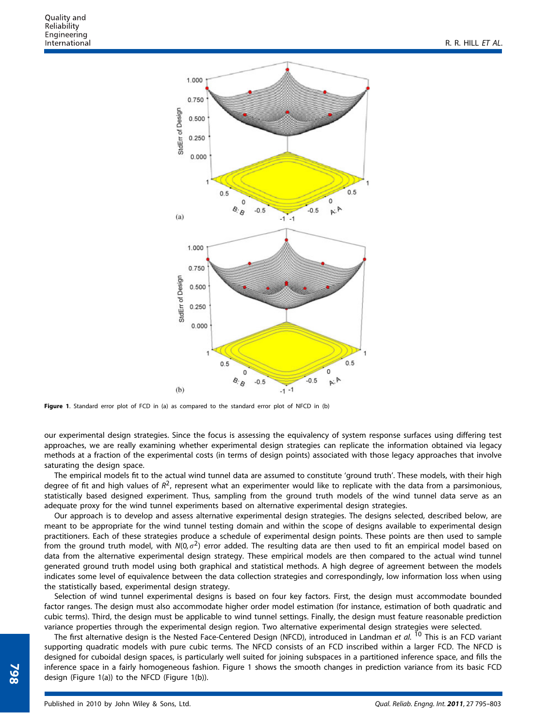**Figure 1**. Standard error plot of FCD in (a) as compared to the standard error plot of NFCD in (b)

our experimental design strategies. Since the focus is assessing the equivalency of system response surfaces using differing test approaches, we are really examining whether experimental design strategies can replicate the information obtained via legacy methods at a fraction of the experimental costs (in terms of design points) associated with those legacy approaches that involve saturating the design space.

The empirical models fit to the actual wind tunnel data are assumed to constitute 'ground truth'. These models, with their high degree of fit and high values of $R^2$, represent what an experimenter would like to replicate with the data from a parsimonious, statistically based designed experiment. Thus, sampling from the ground truth models of the wind tunnel data serve as an adequate proxy for the wind tunnel experiments based on alternative experimental design strategies.

Our approach is to develop and assess alternative experimental design strategies. The designs selected, described below, are meant to be appropriate for the wind tunnel testing domain and within the scope of designs available to experimental design practitioners. Each of these strategies produce a schedule of experimental design points. These points are then used to sample from the ground truth model, with $N(0, \sigma^2)$ error added. The resulting data are then used to fit an empirical model based on data from the alternative experimental design strategy. These empirical models are then compared to the actual wind tunnel generated ground truth model using both graphical and statistical methods. A high degree of agreement between the models indicates some level of equivalence between the data collection strategies and correspondingly, low information loss when using the statistically based, experimental design strategy.

Selection of wind tunnel experimental designs is based on four key factors. First, the design must accommodate bounded factor ranges. The design must also accommodate higher order model estimation (for instance, estimation of both quadratic and cubic terms). Third, the design must be applicable to wind tunnel settings. Finally, the design must feature reasonable prediction variance properties through the experimental design region. Two alternative experimental design strategies were selected.

The first alternative design is the Nested Face-Centered Design (NFCD), introduced in Landman *et al.* [10] This is an FCD variant supporting quadratic models with pure cubic terms. The NFCD consists of an FCD inscribed within a larger FCD. The NFCD is designed for cuboidal design spaces, is particularly well suited for joining subspaces in a partitioned inference space, and fills the inference space in a fairly homogeneous fashion. Figure 1 shows the smooth changes in prediction variance from its basic FCD design (Figure 1(a)) to the NFCD (Figure 1(b)).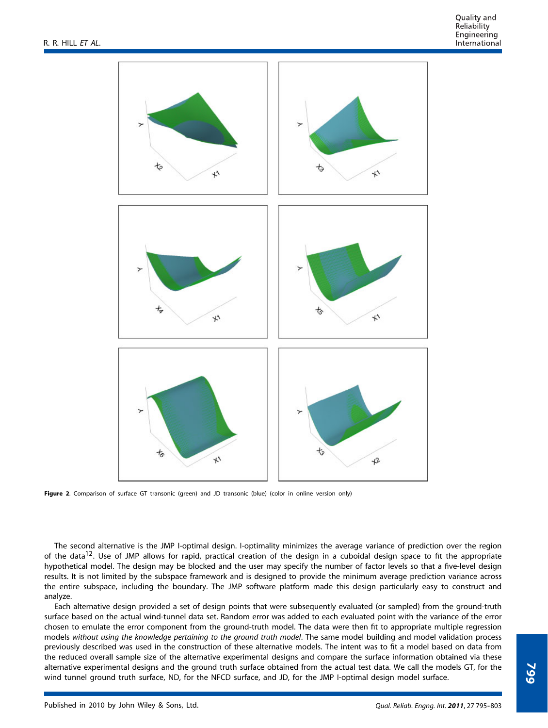Figure 2. Comparison of surface GT transonic (green) and JD transonic (blue) (color in online version only)

The second alternative is the JMP I-optimal design. I-optimality minimizes the average variance of prediction over the region of the data[12]. Use of JMP allows for rapid, practical creation of the design in a cuboidal design space to fit the appropriate hypothetical model. The design may be blocked and the user may specify the number of factor levels so that a five-level design results. It is not limited by the subspace framework and is designed to provide the minimum average prediction variance across the entire subspace, including the boundary. The JMP software platform made this design particularly easy to construct and analyze.

Each alternative design provided a set of design points that were subsequently evaluated (or sampled) from the ground-truth surface based on the actual wind-tunnel data set. Random error was added to each evaluated point with the variance of the error chosen to emulate the error component from the ground-truth model. The data were then fit to appropriate multiple regression models *without using the knowledge pertaining to the ground truth model*. The same model building and model validation process previously described was used in the construction of these alternative models. The intent was to fit a model based on data from the reduced overall sample size of the alternative experimental designs and compare the surface information obtained via these alternative experimental designs and the ground truth surface obtained from the actual test data. We call the models GT, for the wind tunnel ground truth surface, ND, for the NFCD surface, and JD, for the JMP I-optimal design model surface.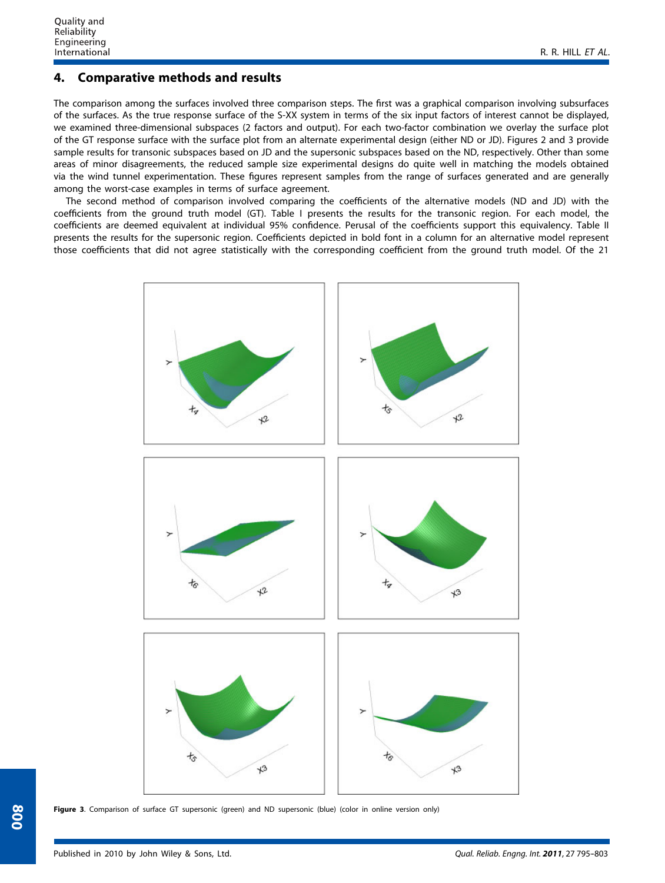## 4. Comparative methods and results

The comparison among the surfaces involved three comparison steps. The first was a graphical comparison involving subsurfaces of the surfaces. As the true response surface of the S-XX system in terms of the six input factors of interest cannot be displayed, we examined three-dimensional subspaces (2 factors and output). For each two-factor combination we overlay the surface plot of the GT response surface with the surface plot from an alternate experimental design (either ND or JD). Figures 2 and 3 provide sample results for transonic subspaces based on JD and the supersonic subspaces based on the ND, respectively. Other than some areas of minor disagreements, the reduced sample size experimental designs do quite well in matching the models obtained via the wind tunnel experimentation. These figures represent samples from the range of surfaces generated and are generally among the worst-case examples in terms of surface agreement.

The second method of comparison involved comparing the coefficients of the alternative models (ND and JD) with the coefficients from the ground truth model (GT). Table I presents the results for the transonic region. For each model, the coefficients are deemed equivalent at individual 95% confidence. Perusal of the coefficients support this equivalency. Table II presents the results for the supersonic region. Coefficients depicted in bold font in a column for an alternative model represent those coefficients that did not agree statistically with the corresponding coefficient from the ground truth model. Of the 21

**Figure 3**. Comparison of surface GT supersonic (green) and ND supersonic (blue) (color in online version only)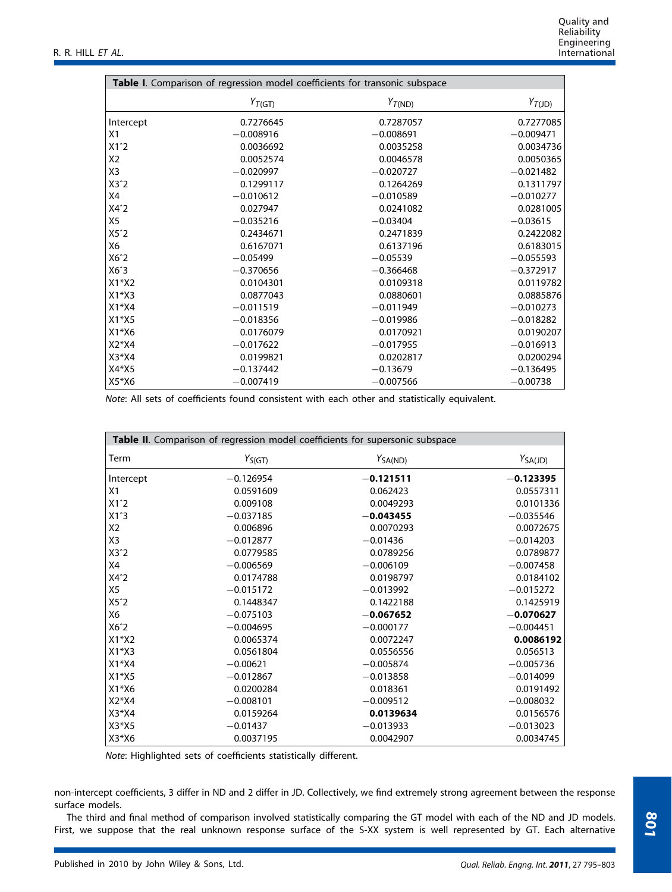**Table I**. Comparison of regression model coefficients for transonic subspace

| | $Y_{T(GT)}$ | $Y_{T(ND)}$ | $Y_{T(JD)}$ |
|---|---|---|---|
| Intercept | 0.7276645 | 0.7287057 | 0.7277085 |
| X1 | −0.008916 | −0.008691 | −0.009471 |
| X1^2 | 0.0036692 | 0.0035258 | 0.0034736 |
| X2 | 0.0052574 | 0.0046578 | 0.0050365 |
| X3 | −0.020997 | −0.020727 | −0.021482 |
| X3^2 | 0.1299117 | 0.1264269 | 0.1311797 |
| X4 | −0.010612 | −0.010589 | −0.010277 |
| X4^2 | 0.027947 | 0.0241082 | 0.0281005 |
| X5 | −0.035216 | −0.03404 | −0.03615 |
| X5^2 | 0.2434671 | 0.2471839 | 0.2422082 |
| X6 | 0.6167071 | 0.6137196 | 0.6183015 |
| X6^2 | −0.05499 | −0.05539 | −0.055593 |
| X6^3 | −0.370656 | −0.366468 | −0.372917 |
| X1*X2 | 0.0104301 | 0.0109318 | 0.0119782 |
| X1*X3 | 0.0877043 | 0.0880601 | 0.0885876 |
| X1*X4 | −0.011519 | −0.011949 | −0.010273 |
| X1*X5 | −0.018356 | −0.019986 | −0.018282 |
| X1*X6 | 0.0176079 | 0.0170921 | 0.0190207 |
| X2*X4 | −0.017622 | −0.017955 | −0.016913 |
| X3*X4 | 0.0199821 | 0.0202817 | 0.0200294 |
| X4*X5 | −0.137442 | −0.13679 | −0.136495 |
| X5*X6 | −0.007419 | −0.007566 | −0.00738 |

*Note*: All sets of coefficients found consistent with each other and statistically equivalent.

**Table II**. Comparison of regression model coefficients for supersonic subspace

| Term | $Y_{S(GT)}$ | $Y_{SA(ND)}$ | $Y_{SA(JD)}$ |
|---|---|---|---|
| Intercept | −0.126954 | **−0.121511** | **−0.123395** |
| X1 | 0.0591609 | 0.062423 | 0.0557311 |
| X1^2 | 0.009108 | 0.0049293 | 0.0101336 |
| X1^3 | −0.037185 | **−0.043455** | −0.035546 |
| X2 | 0.006896 | 0.0070293 | 0.0072675 |
| X3 | −0.012877 | −0.01436 | −0.014203 |
| X3^2 | 0.0779585 | 0.0789256 | 0.0789877 |
| X4 | −0.006569 | −0.006109 | −0.007458 |
| X4^2 | 0.0174788 | 0.0198797 | 0.0184102 |
| X5 | −0.015172 | −0.013992 | −0.015272 |
| X5^2 | 0.1448347 | 0.1422188 | 0.1425919 |
| X6 | −0.075103 | **−0.067652** | **−0.070627** |
| X6^2 | −0.004695 | −0.000177 | −0.004451 |
| X1*X2 | 0.0065374 | 0.0072247 | **0.0086192** |
| X1*X3 | 0.0561804 | 0.0556556 | 0.056513 |
| X1*X4 | −0.00621 | −0.005874 | −0.005736 |
| X1*X5 | −0.012867 | −0.013858 | −0.014099 |
| X1*X6 | 0.0200284 | 0.018361 | 0.0191492 |
| X2*X4 | −0.008101 | −0.009512 | −0.008032 |
| X3*X4 | 0.0159264 | **0.0139634** | 0.0156576 |
| X3*X5 | −0.01437 | −0.013933 | −0.013023 |
| X3*X6 | 0.0037195 | 0.0042907 | 0.0034745 |

*Note*: Highlighted sets of coefficients statistically different.

non-intercept coefficients, 3 differ in ND and 2 differ in JD. Collectively, we find extremely strong agreement between the response surface models.

The third and final method of comparison involved statistically comparing the GT model with each of the ND and JD models. First, we suppose that the real unknown response surface of the S-XX system is well represented by GT. Each alternative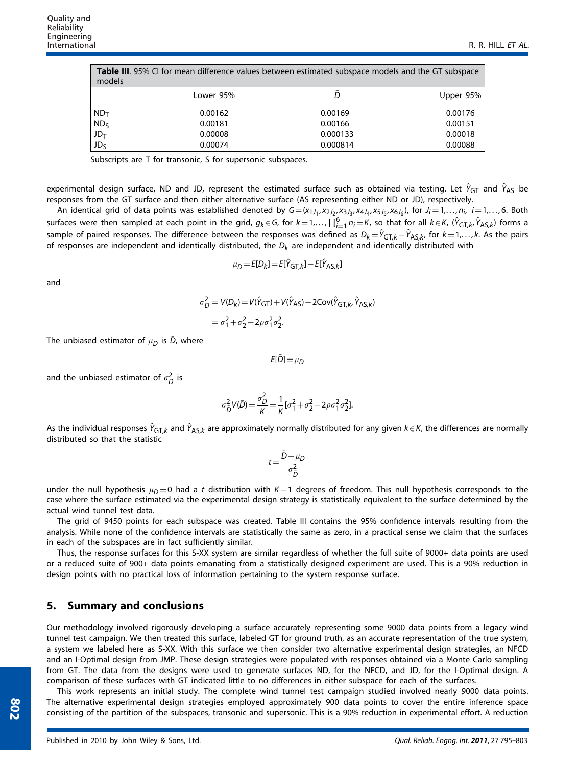**Table III**. 95% CI for mean difference values between estimated subspace models and the GT subspace models

| | Lower 95% | $\bar{D}$ | Upper 95% |
|---|---|---|---|
| $ND_T$ | 0.00162 | 0.00169 | 0.00176 |
| $ND_S$ | 0.00181 | 0.00166 | 0.00151 |
| $JD_T$ | 0.00008 | 0.000133 | 0.00018 |
| $JD_S$ | 0.00074 | 0.000814 | 0.00088 |

Subscripts are T for transonic, S for supersonic subspaces.

experimental design surface, ND and JD, represent the estimated surface such as obtained via testing. Let $\hat{Y}_{GT}$ and $\hat{Y}_{AS}$ be responses from the GT surface and then either alternative surface (AS representing either ND or JD), respectively.

An identical grid of data points was established denoted by $G=(x_{1J_1}, x_{2J_2}, x_{3J_3}, x_{4J_4}, x_{5J_5}, x_{6J_6})$, for $J_i=1,\ldots,n_i$, $i=1,\ldots,6$. Both surfaces were then sampled at each point in the grid, $g_k \in G$, for $k=1,\ldots,\prod_{i=1}^{6} n_i = K$, so that for all $k \in K$, $(\hat{Y}_{GT,k}, \hat{Y}_{AS,k})$ forms a sample of paired responses. The difference between the responses was defined as $D_k = \hat{Y}_{GT,k} - \hat{Y}_{AS,k}$, for $k=1,\ldots,k$. As the pairs of responses are independent and identically distributed, the $D_k$ are independent and identically distributed with

$$\mu_D = E[D_k] = E[\hat{Y}_{GT,k}] - E[\hat{Y}_{AS,k}]$$

and

$$\sigma_D^2 = V(D_k) = V(\hat{Y}_{GT}) + V(\hat{Y}_{AS}) - 2\mathrm{Cov}(\hat{Y}_{GT,k}, \hat{Y}_{AS,k})$$
$$= \sigma_1^2 + \sigma_2^2 - 2\rho\sigma_1^2\sigma_2^2.$$

The unbiased estimator of $\mu_D$ is $\bar{D}$, where

$$E[\bar{D}] = \mu_D$$

and the unbiased estimator of $\sigma_D^2$ is

$$\sigma_{\bar{D}}^2 V(\bar{D}) = \frac{\sigma_D^2}{K} = \frac{1}{K}[\sigma_1^2 + \sigma_2^2 - 2\rho\sigma_1^2\sigma_2^2].$$

As the individual responses $\hat{Y}_{GT,k}$ and $\hat{Y}_{AS,k}$ are approximately normally distributed for any given $k \in K$, the differences are normally distributed so that the statistic

$$t = \frac{\bar{D} - \mu_D}{\sigma_{\bar{D}}^2}$$

under the null hypothesis $\mu_D = 0$ had a $t$ distribution with $K-1$ degrees of freedom. This null hypothesis corresponds to the case where the surface estimated via the experimental design strategy is statistically equivalent to the surface determined by the actual wind tunnel test data.

The grid of 9450 points for each subspace was created. Table III contains the 95% confidence intervals resulting from the analysis. While none of the confidence intervals are statistically the same as zero, in a practical sense we claim that the surfaces in each of the subspaces are in fact sufficiently similar.

Thus, the response surfaces for this S-XX system are similar regardless of whether the full suite of 9000+ data points are used or a reduced suite of 900+ data points emanating from a statistically designed experiment are used. This is a 90% reduction in design points with no practical loss of information pertaining to the system response surface.

## 5. Summary and conclusions

Our methodology involved rigorously developing a surface accurately representing some 9000 data points from a legacy wind tunnel test campaign. We then treated this surface, labeled GT for ground truth, as an accurate representation of the true system, a system we labeled here as S-XX. With this surface we then consider two alternative experimental design strategies, an NFCD and an I-Optimal design from JMP. These design strategies were populated with responses obtained via a Monte Carlo sampling from GT. The data from the designs were used to generate surfaces ND, for the NFCD, and JD, for the I-Optimal design. A comparison of these surfaces with GT indicated little to no differences in either subspace for each of the surfaces.

This work represents an initial study. The complete wind tunnel test campaign studied involved nearly 9000 data points. The alternative experimental design strategies employed approximately 900 data points to cover the entire inference space consisting of the partition of the subspaces, transonic and supersonic. This is a 90% reduction in experimental effort. A reduction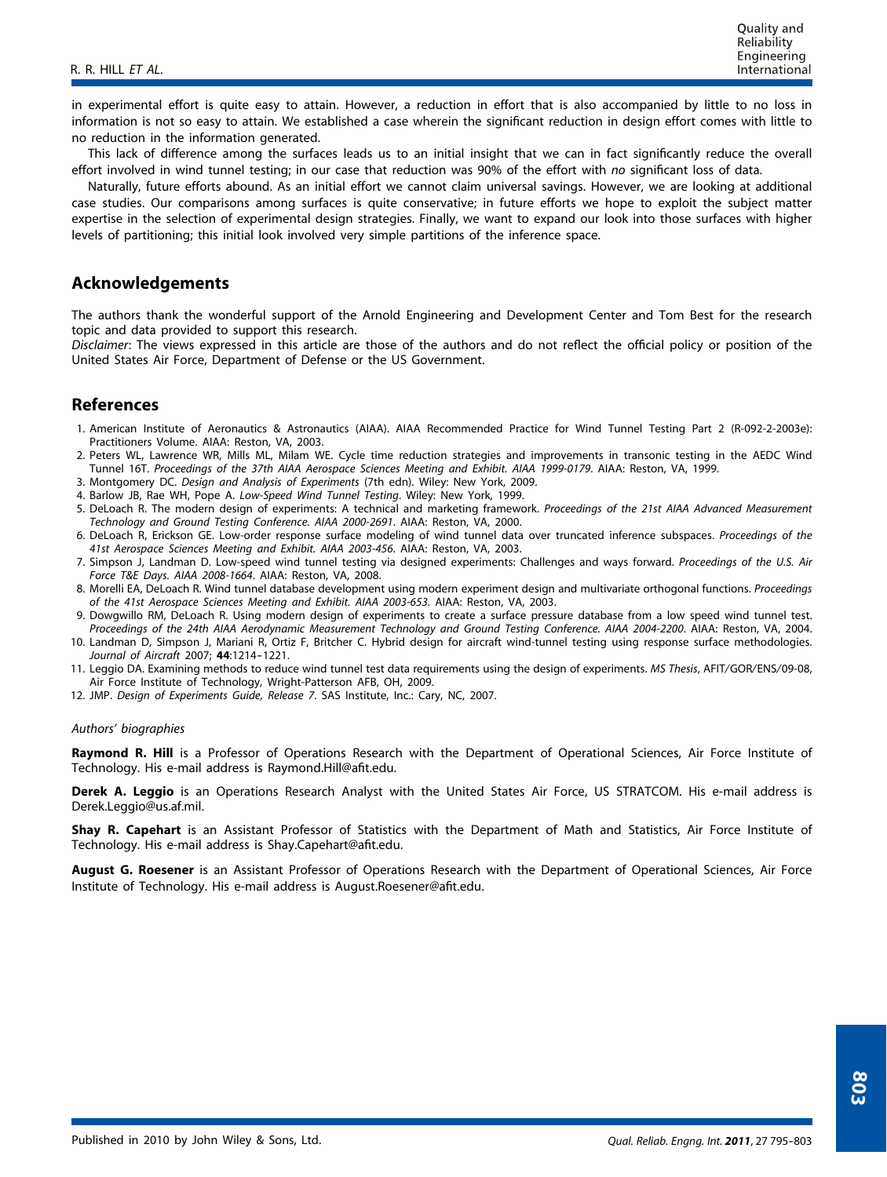in experimental effort is quite easy to attain. However, a reduction in effort that is also accompanied by little to no loss in information is not so easy to attain. We established a case wherein the significant reduction in design effort comes with little to no reduction in the information generated.

This lack of difference among the surfaces leads us to an initial insight that we can in fact significantly reduce the overall effort involved in wind tunnel testing; in our case that reduction was 90% of the effort with *no* significant loss of data.

Naturally, future efforts abound. As an initial effort we cannot claim universal savings. However, we are looking at additional case studies. Our comparisons among surfaces is quite conservative; in future efforts we hope to exploit the subject matter expertise in the selection of experimental design strategies. Finally, we want to expand our look into those surfaces with higher levels of partitioning; this initial look involved very simple partitions of the inference space.

## Acknowledgements

The authors thank the wonderful support of the Arnold Engineering and Development Center and Tom Best for the research topic and data provided to support this research.

*Disclaimer*: The views expressed in this article are those of the authors and do not reflect the official policy or position of the United States Air Force, Department of Defense or the US Government.

## References

1. American Institute of Aeronautics & Astronautics (AIAA). AIAA Recommended Practice for Wind Tunnel Testing Part 2 (R-092-2-2003e): Practitioners Volume. AIAA: Reston, VA, 2003.
2. Peters WL, Lawrence WR, Mills ML, Milam WE. Cycle time reduction strategies and improvements in transonic testing in the AEDC Wind Tunnel 16T. *Proceedings of the 37th AIAA Aerospace Sciences Meeting and Exhibit. AIAA 1999-0179*. AIAA: Reston, VA, 1999.
3. Montgomery DC. *Design and Analysis of Experiments* (7th edn). Wiley: New York, 2009.
4. Barlow JB, Rae WH, Pope A. *Low-Speed Wind Tunnel Testing*. Wiley: New York, 1999.
5. DeLoach R. The modern design of experiments: A technical and marketing framework. *Proceedings of the 21st AIAA Advanced Measurement Technology and Ground Testing Conference. AIAA 2000-2691*. AIAA: Reston, VA, 2000.
6. DeLoach R, Erickson GE. Low-order response surface modeling of wind tunnel data over truncated inference subspaces. *Proceedings of the 41st Aerospace Sciences Meeting and Exhibit. AIAA 2003-456*. AIAA: Reston, VA, 2003.
7. Simpson J, Landman D. Low-speed wind tunnel testing via designed experiments: Challenges and ways forward. *Proceedings of the U.S. Air Force T&E Days. AIAA 2008-1664*. AIAA: Reston, VA, 2008.
8. Morelli EA, DeLoach R. Wind tunnel database development using modern experiment design and multivariate orthogonal functions. *Proceedings of the 41st Aerospace Sciences Meeting and Exhibit. AIAA 2003-653*. AIAA: Reston, VA, 2003.
9. Dowgwillo RM, DeLoach R. Using modern design of experiments to create a surface pressure database from a low speed wind tunnel test. *Proceedings of the 24th AIAA Aerodynamic Measurement Technology and Ground Testing Conference. AIAA 2004-2200*. AIAA: Reston, VA, 2004.
10. Landman D, Simpson J, Mariani R, Ortiz F, Britcher C. Hybrid design for aircraft wind-tunnel testing using response surface methodologies. *Journal of Aircraft* 2007; **44**:1214–1221.
11. Leggio DA. Examining methods to reduce wind tunnel test data requirements using the design of experiments. *MS Thesis*, AFIT/GOR/ENS/09-08, Air Force Institute of Technology, Wright-Patterson AFB, OH, 2009.
12. JMP. *Design of Experiments Guide, Release 7*. SAS Institute, Inc.: Cary, NC, 2007.

*Authors' biographies*

**Raymond R. Hill** is a Professor of Operations Research with the Department of Operational Sciences, Air Force Institute of Technology. His e-mail address is Raymond.Hill@afit.edu.

**Derek A. Leggio** is an Operations Research Analyst with the United States Air Force, US STRATCOM. His e-mail address is Derek.Leggio@us.af.mil.

**Shay R. Capehart** is an Assistant Professor of Statistics with the Department of Math and Statistics, Air Force Institute of Technology. His e-mail address is Shay.Capehart@afit.edu.

**August G. Roesener** is an Assistant Professor of Operations Research with the Department of Operational Sciences, Air Force Institute of Technology. His e-mail address is August.Roesener@afit.edu.